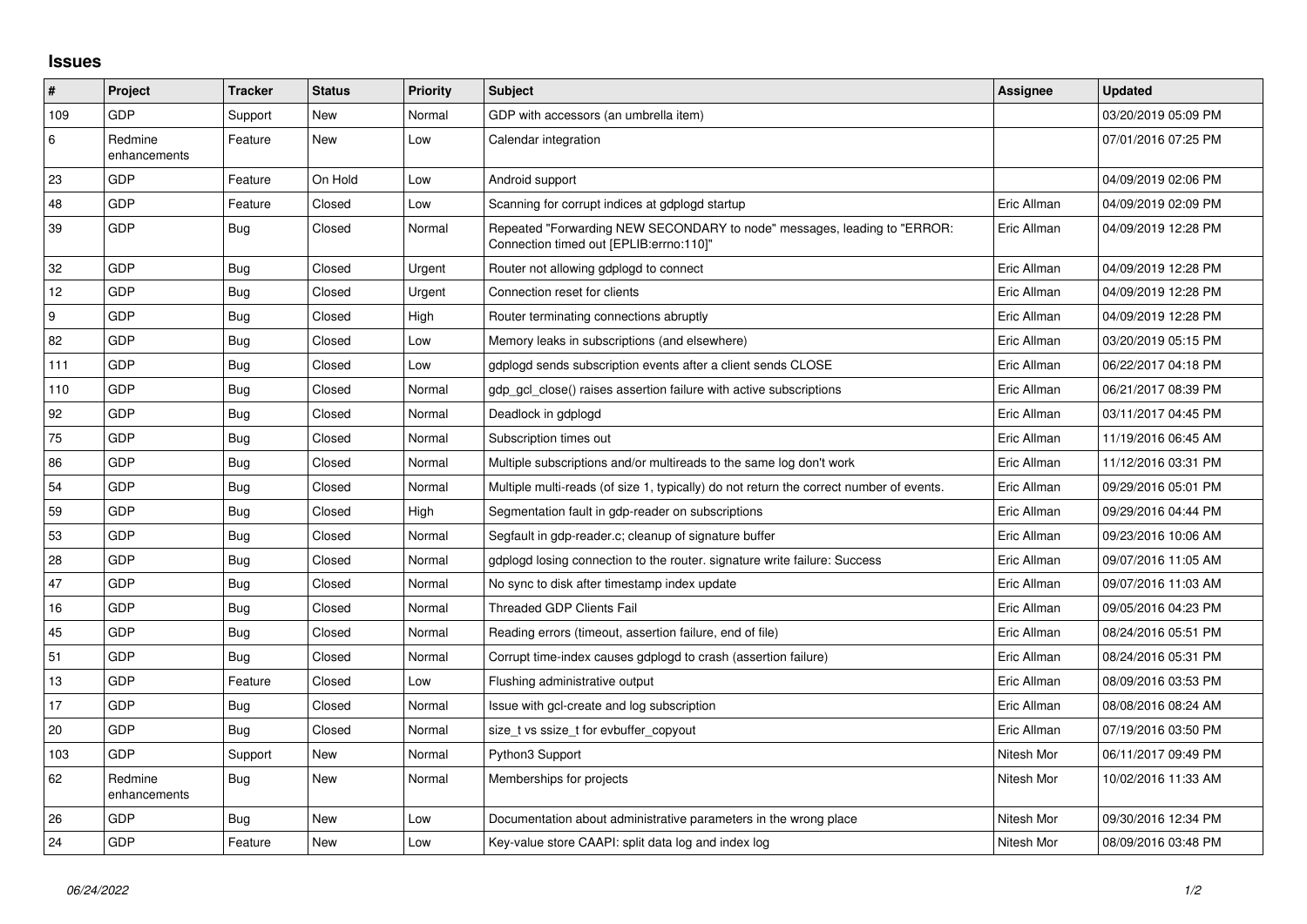## Issues

| # | Project | Tracker | Status | Priority | Subject | Assignee | Updated |
|---|---|---|---|---|---|---|---|
| 109 | GDP | Support | New | Normal | GDP with accessors (an umbrella item) | | 03/20/2019 05:09 PM |
| 6 | Redmine enhancements | Feature | New | Low | Calendar integration | | 07/01/2016 07:25 PM |
| 23 | GDP | Feature | On Hold | Low | Android support | | 04/09/2019 02:06 PM |
| 48 | GDP | Feature | Closed | Low | Scanning for corrupt indices at gdplogd startup | Eric Allman | 04/09/2019 02:09 PM |
| 39 | GDP | Bug | Closed | Normal | Repeated "Forwarding NEW SECONDARY to node" messages, leading to "ERROR: Connection timed out [EPLIB:errno:110]" | Eric Allman | 04/09/2019 12:28 PM |
| 32 | GDP | Bug | Closed | Urgent | Router not allowing gdplogd to connect | Eric Allman | 04/09/2019 12:28 PM |
| 12 | GDP | Bug | Closed | Urgent | Connection reset for clients | Eric Allman | 04/09/2019 12:28 PM |
| 9 | GDP | Bug | Closed | High | Router terminating connections abruptly | Eric Allman | 04/09/2019 12:28 PM |
| 82 | GDP | Bug | Closed | Low | Memory leaks in subscriptions (and elsewhere) | Eric Allman | 03/20/2019 05:15 PM |
| 111 | GDP | Bug | Closed | Low | gdplogd sends subscription events after a client sends CLOSE | Eric Allman | 06/22/2017 04:18 PM |
| 110 | GDP | Bug | Closed | Normal | gdp_gcl_close() raises assertion failure with active subscriptions | Eric Allman | 06/21/2017 08:39 PM |
| 92 | GDP | Bug | Closed | Normal | Deadlock in gdplogd | Eric Allman | 03/11/2017 04:45 PM |
| 75 | GDP | Bug | Closed | Normal | Subscription times out | Eric Allman | 11/19/2016 06:45 AM |
| 86 | GDP | Bug | Closed | Normal | Multiple subscriptions and/or multireads to the same log don't work | Eric Allman | 11/12/2016 03:31 PM |
| 54 | GDP | Bug | Closed | Normal | Multiple multi-reads (of size 1, typically) do not return the correct number of events. | Eric Allman | 09/29/2016 05:01 PM |
| 59 | GDP | Bug | Closed | High | Segmentation fault in gdp-reader on subscriptions | Eric Allman | 09/29/2016 04:44 PM |
| 53 | GDP | Bug | Closed | Normal | Segfault in gdp-reader.c; cleanup of signature buffer | Eric Allman | 09/23/2016 10:06 AM |
| 28 | GDP | Bug | Closed | Normal | gdplogd losing connection to the router. signature write failure: Success | Eric Allman | 09/07/2016 11:05 AM |
| 47 | GDP | Bug | Closed | Normal | No sync to disk after timestamp index update | Eric Allman | 09/07/2016 11:03 AM |
| 16 | GDP | Bug | Closed | Normal | Threaded GDP Clients Fail | Eric Allman | 09/05/2016 04:23 PM |
| 45 | GDP | Bug | Closed | Normal | Reading errors (timeout, assertion failure, end of file) | Eric Allman | 08/24/2016 05:51 PM |
| 51 | GDP | Bug | Closed | Normal | Corrupt time-index causes gdplogd to crash (assertion failure) | Eric Allman | 08/24/2016 05:31 PM |
| 13 | GDP | Feature | Closed | Low | Flushing administrative output | Eric Allman | 08/09/2016 03:53 PM |
| 17 | GDP | Bug | Closed | Normal | Issue with gcl-create and log subscription | Eric Allman | 08/08/2016 08:24 AM |
| 20 | GDP | Bug | Closed | Normal | size_t vs ssize_t for evbuffer_copyout | Eric Allman | 07/19/2016 03:50 PM |
| 103 | GDP | Support | New | Normal | Python3 Support | Nitesh Mor | 06/11/2017 09:49 PM |
| 62 | Redmine enhancements | Bug | New | Normal | Memberships for projects | Nitesh Mor | 10/02/2016 11:33 AM |
| 26 | GDP | Bug | New | Low | Documentation about administrative parameters in the wrong place | Nitesh Mor | 09/30/2016 12:34 PM |
| 24 | GDP | Feature | New | Low | Key-value store CAAPI: split data log and index log | Nitesh Mor | 08/09/2016 03:48 PM |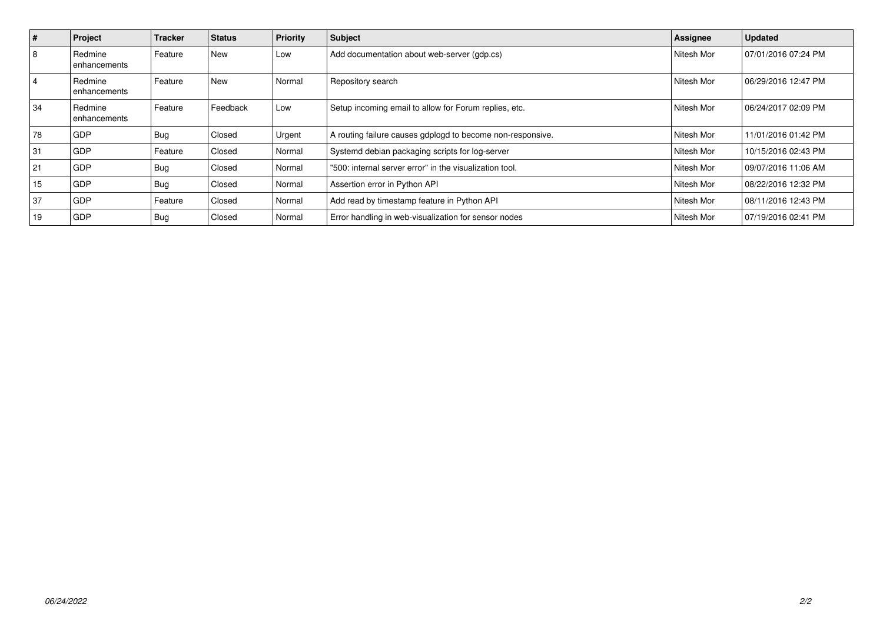| # | Project | Tracker | Status | Priority | Subject | Assignee | Updated |
|---|---|---|---|---|---|---|---|
| 8 | Redmine enhancements | Feature | New | Low | Add documentation about web-server (gdp.cs) | Nitesh Mor | 07/01/2016 07:24 PM |
| 4 | Redmine enhancements | Feature | New | Normal | Repository search | Nitesh Mor | 06/29/2016 12:47 PM |
| 34 | Redmine enhancements | Feature | Feedback | Low | Setup incoming email to allow for Forum replies, etc. | Nitesh Mor | 06/24/2017 02:09 PM |
| 78 | GDP | Bug | Closed | Urgent | A routing failure causes gdplogd to become non-responsive. | Nitesh Mor | 11/01/2016 01:42 PM |
| 31 | GDP | Feature | Closed | Normal | Systemd debian packaging scripts for log-server | Nitesh Mor | 10/15/2016 02:43 PM |
| 21 | GDP | Bug | Closed | Normal | "500: internal server error" in the visualization tool. | Nitesh Mor | 09/07/2016 11:06 AM |
| 15 | GDP | Bug | Closed | Normal | Assertion error in Python API | Nitesh Mor | 08/22/2016 12:32 PM |
| 37 | GDP | Feature | Closed | Normal | Add read by timestamp feature in Python API | Nitesh Mor | 08/11/2016 12:43 PM |
| 19 | GDP | Bug | Closed | Normal | Error handling in web-visualization for sensor nodes | Nitesh Mor | 07/19/2016 02:41 PM |